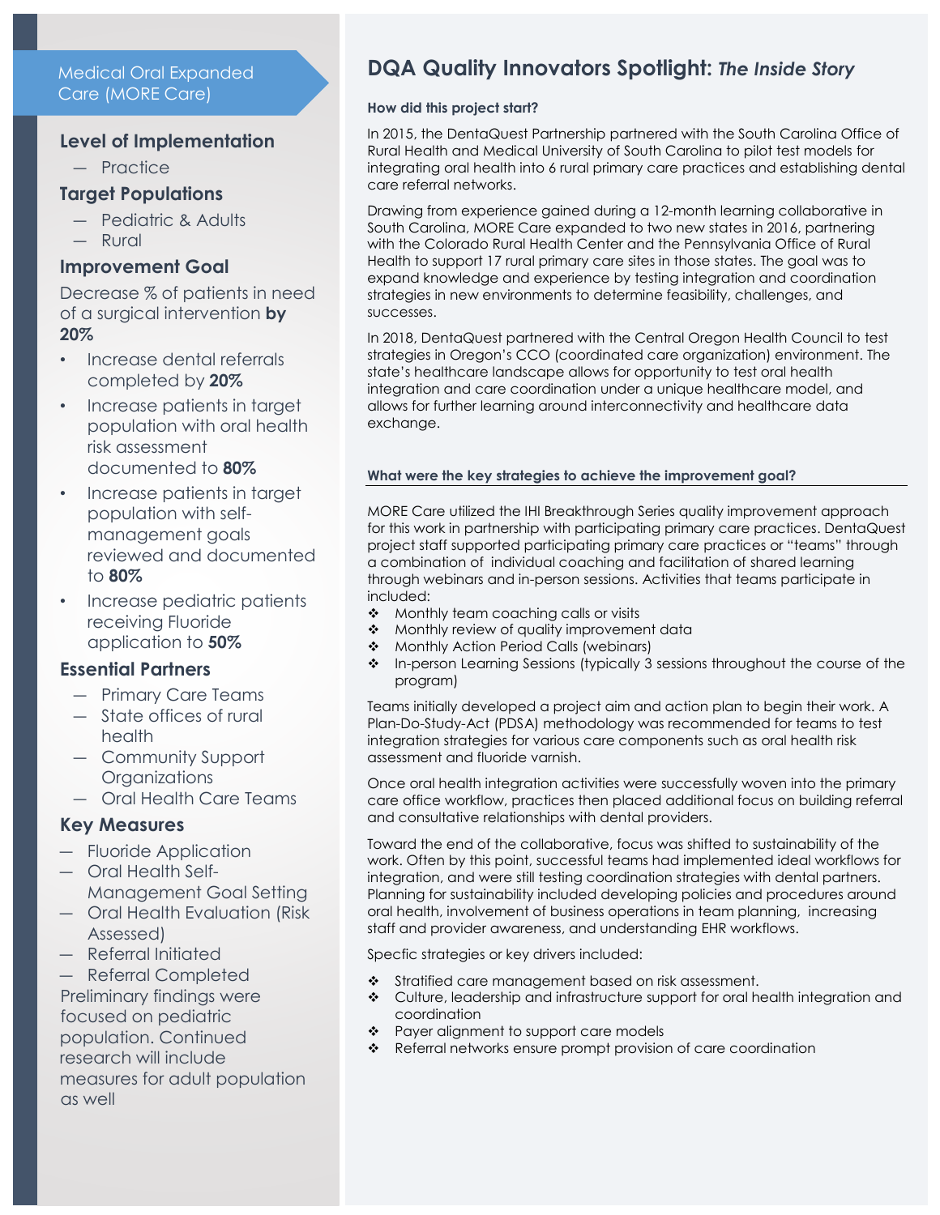## Medical Oral Expanded Care (MORE Care)

### Level of Implementation

- Practice

### Target Populations

- Pediatric & Adults
- Rural

### Improvement Goal

Decrease % of patients in need of a surgical intervention **by 20%**

- Increase dental referrals completed by **20%**
- Increase patients in target population with oral health risk assessment documented to **80%**
- Increase patients in target population with self-management goals reviewed and documented to **80%**
- Increase pediatric patients receiving Fluoride application to **50%**

### Essential Partners

- Primary Care Teams
- State offices of rural health
- Community Support Organizations
- Oral Health Care Teams

### Key Measures

- Fluoride Application
- Oral Health Self-Management Goal Setting
- Oral Health Evaluation (Risk Assessed)
- Referral Initiated
- Referral Completed

Preliminary findings were focused on pediatric population. Continued research will include measures for adult population as well

# DQA Quality Innovators Spotlight: *The Inside Story*

**How did this project start?**

In 2015, the DentaQuest Partnership partnered with the South Carolina Office of Rural Health and Medical University of South Carolina to pilot test models for integrating oral health into 6 rural primary care practices and establishing dental care referral networks.

Drawing from experience gained during a 12-month learning collaborative in South Carolina, MORE Care expanded to two new states in 2016, partnering with the Colorado Rural Health Center and the Pennsylvania Office of Rural Health to support 17 rural primary care sites in those states. The goal was to expand knowledge and experience by testing integration and coordination strategies in new environments to determine feasibility, challenges, and successes.

In 2018, DentaQuest partnered with the Central Oregon Health Council to test strategies in Oregon's CCO (coordinated care organization) environment. The state's healthcare landscape allows for opportunity to test oral health integration and care coordination under a unique healthcare model, and allows for further learning around interconnectivity and healthcare data exchange.

**What were the key strategies to achieve the improvement goal?**

MORE Care utilized the IHI Breakthrough Series quality improvement approach for this work in partnership with participating primary care practices. DentaQuest project staff supported participating primary care practices or "teams" through a combination of individual coaching and facilitation of shared learning through webinars and in-person sessions. Activities that teams participate in included:

- Monthly team coaching calls or visits
- Monthly review of quality improvement data
- Monthly Action Period Calls (webinars)
- In-person Learning Sessions (typically 3 sessions throughout the course of the program)

Teams initially developed a project aim and action plan to begin their work. A Plan-Do-Study-Act (PDSA) methodology was recommended for teams to test integration strategies for various care components such as oral health risk assessment and fluoride varnish.

Once oral health integration activities were successfully woven into the primary care office workflow, practices then placed additional focus on building referral and consultative relationships with dental providers.

Toward the end of the collaborative, focus was shifted to sustainability of the work. Often by this point, successful teams had implemented ideal workflows for integration, and were still testing coordination strategies with dental partners. Planning for sustainability included developing policies and procedures around oral health, involvement of business operations in team planning, increasing staff and provider awareness, and understanding EHR workflows.

Specfic strategies or key drivers included:

- Stratified care management based on risk assessment.
- Culture, leadership and infrastructure support for oral health integration and coordination
- Payer alignment to support care models
- Referral networks ensure prompt provision of care coordination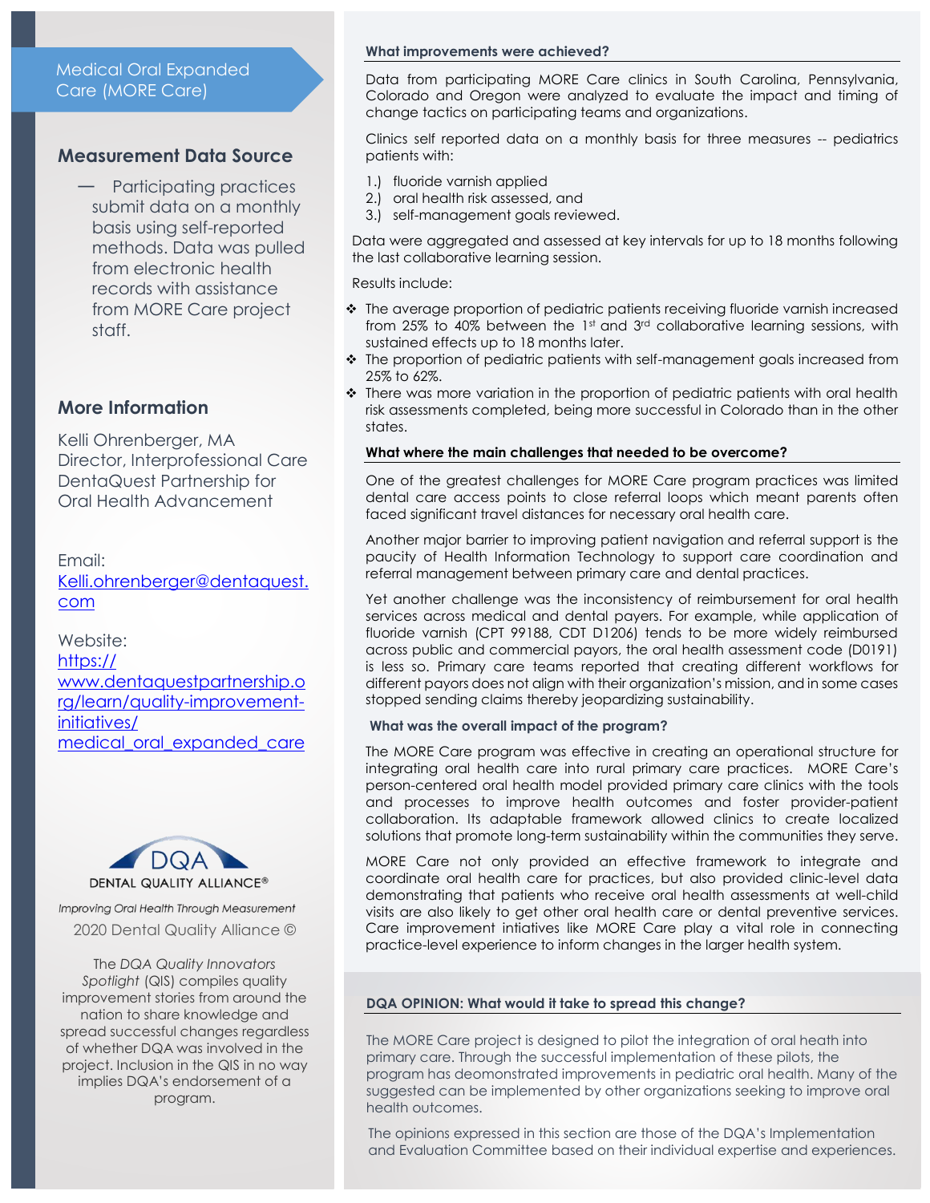Medical Oral Expanded Care (MORE Care)

## Measurement Data Source

— Participating practices submit data on a monthly basis using self-reported methods. Data was pulled from electronic health records with assistance from MORE Care project staff.

## More Information

Kelli Ohrenberger, MA
Director, Interprofessional Care
DentaQuest Partnership for Oral Health Advancement

Email:
Kelli.ohrenberger@dentaquest.com

Website:
https://www.dentaquestpartnership.org/learn/quality-improvement-initiatives/medical_oral_expanded_care

DQA
DENTAL QUALITY ALLIANCE®

*Improving Oral Health Through Measurement*

2020 Dental Quality Alliance ©

The *DQA Quality Innovators Spotlight* (QIS) compiles quality improvement stories from around the nation to share knowledge and spread successful changes regardless of whether DQA was involved in the project. Inclusion in the QIS in no way implies DQA's endorsement of a program.

### What improvements were achieved?

Data from participating MORE Care clinics in South Carolina, Pennsylvania, Colorado and Oregon were analyzed to evaluate the impact and timing of change tactics on participating teams and organizations.

Clinics self reported data on a monthly basis for three measures -- pediatrics patients with:

1.) fluoride varnish applied
2.) oral health risk assessed, and
3.) self-management goals reviewed.

Data were aggregated and assessed at key intervals for up to 18 months following the last collaborative learning session.

Results include:

- The average proportion of pediatric patients receiving fluoride varnish increased from 25% to 40% between the 1st and 3rd collaborative learning sessions, with sustained effects up to 18 months later.
- The proportion of pediatric patients with self-management goals increased from 25% to 62%.
- There was more variation in the proportion of pediatric patients with oral health risk assessments completed, being more successful in Colorado than in the other states.

### What where the main challenges that needed to be overcome?

One of the greatest challenges for MORE Care program practices was limited dental care access points to close referral loops which meant parents often faced significant travel distances for necessary oral health care.

Another major barrier to improving patient navigation and referral support is the paucity of Health Information Technology to support care coordination and referral management between primary care and dental practices.

Yet another challenge was the inconsistency of reimbursement for oral health services across medical and dental payers. For example, while application of fluoride varnish (CPT 99188, CDT D1206) tends to be more widely reimbursed across public and commercial payors, the oral health assessment code (D0191) is less so. Primary care teams reported that creating different workflows for different payors does not align with their organization's mission, and in some cases stopped sending claims thereby jeopardizing sustainability.

### What was the overall impact of the program?

The MORE Care program was effective in creating an operational structure for integrating oral health care into rural primary care practices. MORE Care's person-centered oral health model provided primary care clinics with the tools and processes to improve health outcomes and foster provider-patient collaboration. Its adaptable framework allowed clinics to create localized solutions that promote long-term sustainability within the communities they serve.

MORE Care not only provided an effective framework to integrate and coordinate oral health care for practices, but also provided clinic-level data demonstrating that patients who receive oral health assessments at well-child visits are also likely to get other oral health care or dental preventive services. Care improvement intiatives like MORE Care play a vital role in connecting practice-level experience to inform changes in the larger health system.

### DQA OPINION: What would it take to spread this change?

The MORE Care project is designed to pilot the integration of oral heath into primary care. Through the successful implementation of these pilots, the program has deomonstrated improvements in pediatric oral health. Many of the suggested can be implemented by other organizations seeking to improve oral health outcomes.

The opinions expressed in this section are those of the DQA's Implementation and Evaluation Committee based on their individual expertise and experiences.